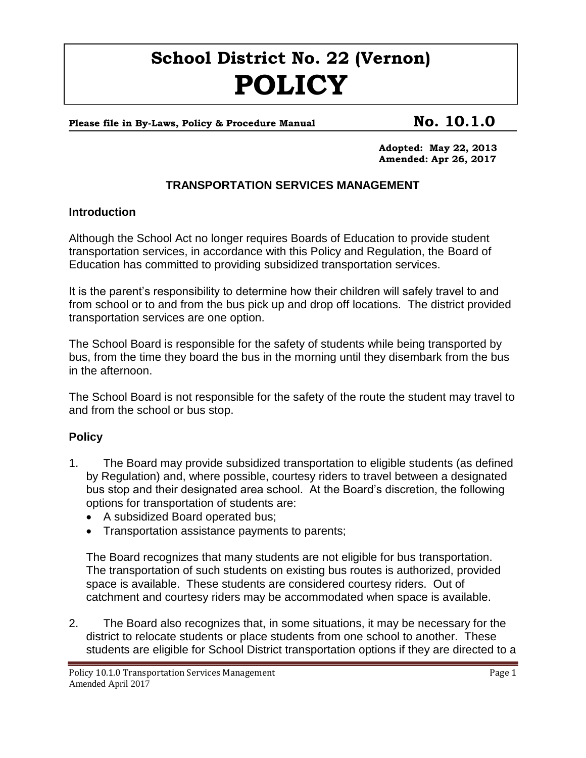# School District No. 22 (Vernon)
# POLICY

**Please file in By-Laws, Policy & Procedure Manual** **No. 10.1.0**

**Adopted: May 22, 2013**
**Amended: Apr 26, 2017**

## TRANSPORTATION SERVICES MANAGEMENT

### Introduction

Although the School Act no longer requires Boards of Education to provide student transportation services, in accordance with this Policy and Regulation, the Board of Education has committed to providing subsidized transportation services.

It is the parent's responsibility to determine how their children will safely travel to and from school or to and from the bus pick up and drop off locations. The district provided transportation services are one option.

The School Board is responsible for the safety of students while being transported by bus, from the time they board the bus in the morning until they disembark from the bus in the afternoon.

The School Board is not responsible for the safety of the route the student may travel to and from the school or bus stop.

### Policy

1. The Board may provide subsidized transportation to eligible students (as defined by Regulation) and, where possible, courtesy riders to travel between a designated bus stop and their designated area school. At the Board's discretion, the following options for transportation of students are:
   - A subsidized Board operated bus;
   - Transportation assistance payments to parents;

   The Board recognizes that many students are not eligible for bus transportation. The transportation of such students on existing bus routes is authorized, provided space is available. These students are considered courtesy riders. Out of catchment and courtesy riders may be accommodated when space is available.

2. The Board also recognizes that, in some situations, it may be necessary for the district to relocate students or place students from one school to another. These students are eligible for School District transportation options if they are directed to a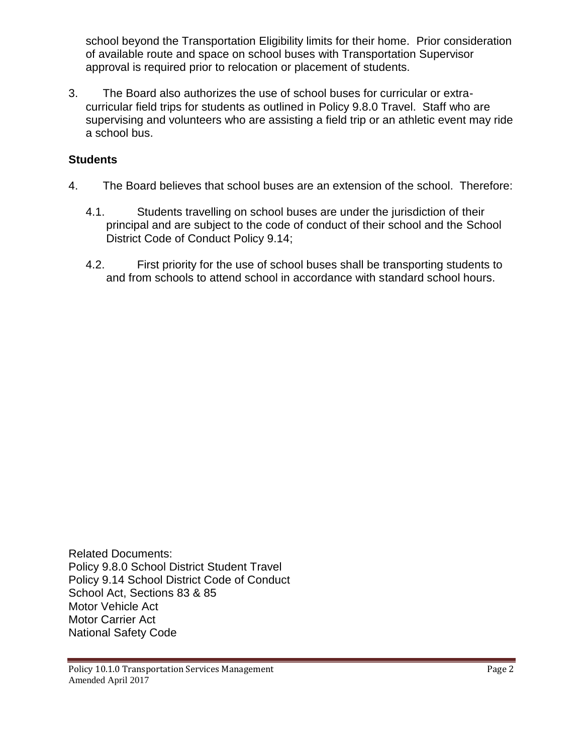school beyond the Transportation Eligibility limits for their home. Prior consideration of available route and space on school buses with Transportation Supervisor approval is required prior to relocation or placement of students.

3. The Board also authorizes the use of school buses for curricular or extra-curricular field trips for students as outlined in Policy 9.8.0 Travel. Staff who are supervising and volunteers who are assisting a field trip or an athletic event may ride a school bus.

**Students**

4. The Board believes that school buses are an extension of the school. Therefore:

   4.1. Students travelling on school buses are under the jurisdiction of their principal and are subject to the code of conduct of their school and the School District Code of Conduct Policy 9.14;

   4.2. First priority for the use of school buses shall be transporting students to and from schools to attend school in accordance with standard school hours.

Related Documents:
Policy 9.8.0 School District Student Travel
Policy 9.14 School District Code of Conduct
School Act, Sections 83 & 85
Motor Vehicle Act
Motor Carrier Act
National Safety Code